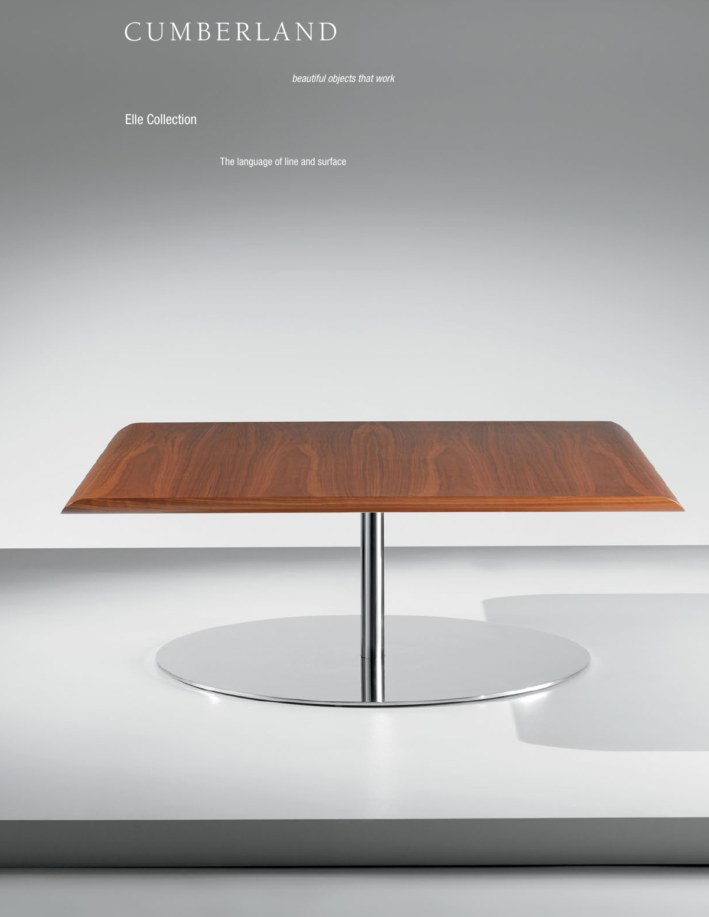# CUMBERLAND

*beautiful objects that work*

## Elle Collection

The language of line and surface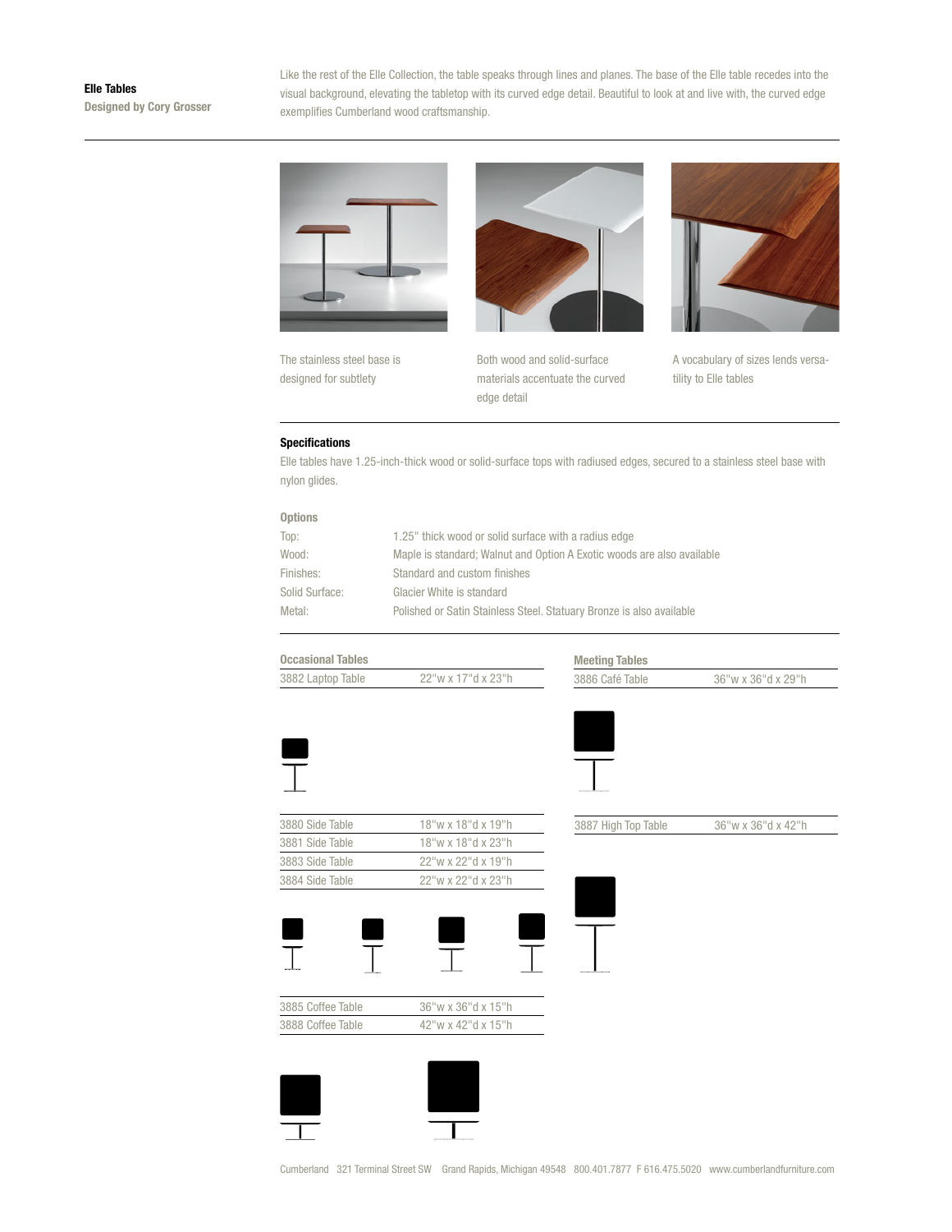**Elle Tables**
**Designed by Cory Grosser**

Like the rest of the Elle Collection, the table speaks through lines and planes. The base of the Elle table recedes into the visual background, elevating the tabletop with its curved edge detail. Beautiful to look at and live with, the curved edge exemplifies Cumberland wood craftsmanship.

The stainless steel base is designed for subtlety

Both wood and solid-surface materials accentuate the curved edge detail

A vocabulary of sizes lends versatility to Elle tables

**Specifications**

Elle tables have 1.25-inch-thick wood or solid-surface tops with radiused edges, secured to a stainless steel base with nylon glides.

**Options**

| | |
|---|---|
| Top: | 1.25" thick wood or solid surface with a radius edge |
| Wood: | Maple is standard; Walnut and Option A Exotic woods are also available |
| Finishes: | Standard and custom finishes |
| Solid Surface: | Glacier White is standard |
| Metal: | Polished or Satin Stainless Steel. Statuary Bronze is also available |

**Occasional Tables**

| | |
|---|---|
| 3882 Laptop Table | 22"w x 17"d x 23"h |

| | |
|---|---|
| 3880 Side Table | 18"w x 18"d x 19"h |
| 3881 Side Table | 18"w x 18"d x 23"h |
| 3883 Side Table | 22"w x 22"d x 19"h |
| 3884 Side Table | 22"w x 22"d x 23"h |

| | |
|---|---|
| 3885 Coffee Table | 36"w x 36"d x 15"h |
| 3888 Coffee Table | 42"w x 42"d x 15"h |

**Meeting Tables**

| | |
|---|---|
| 3886 Café Table | 36"w x 36"d x 29"h |

| | |
|---|---|
| 3887 High Top Table | 36"w x 36"d x 42"h |

Cumberland 321 Terminal Street SW Grand Rapids, Michigan 49548 800.401.7877 F 616.475.5020 www.cumberlandfurniture.com